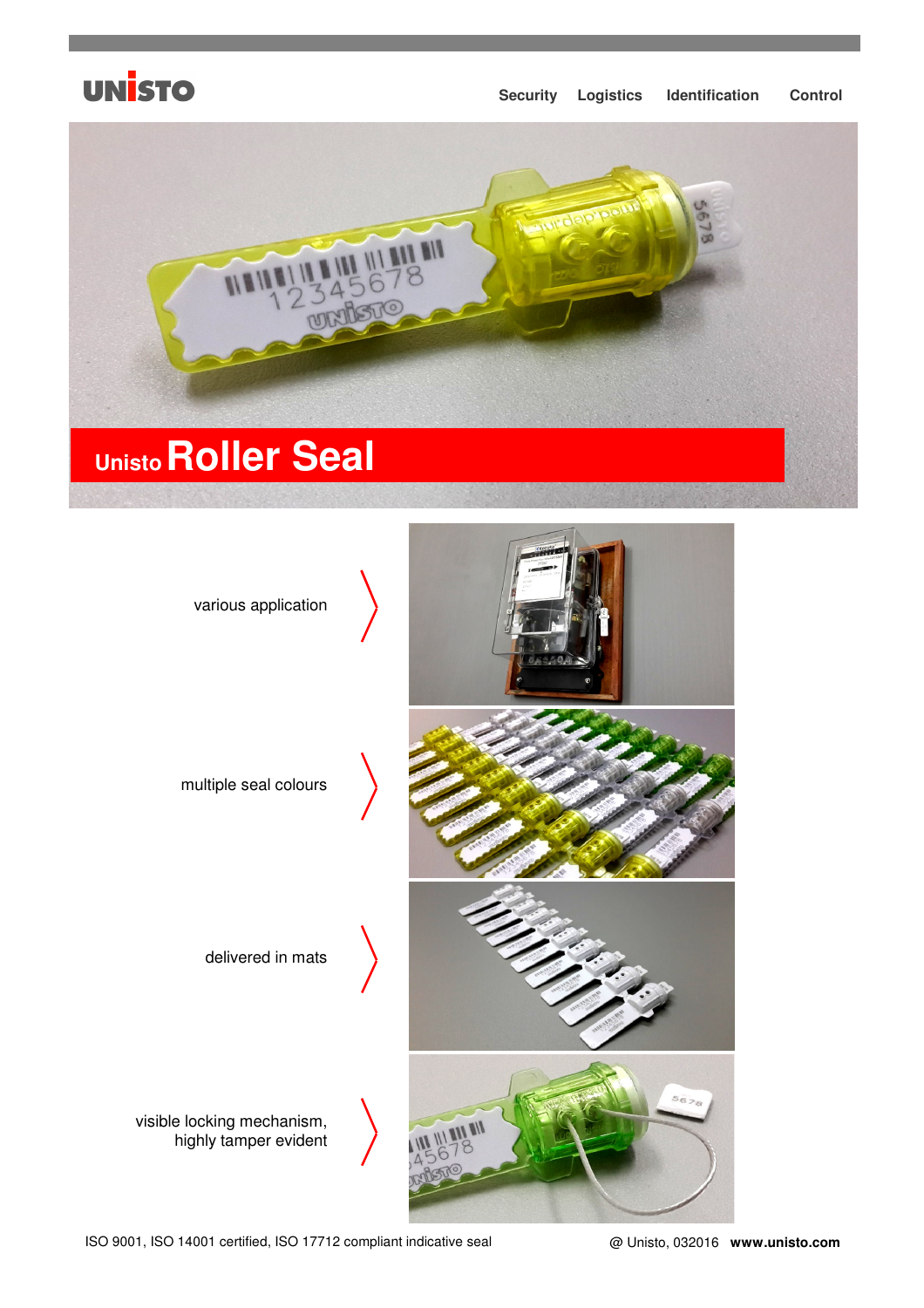UNISTO

Security Logistics Identification Control

# Unisto Roller Seal

various application

multiple seal colours

delivered in mats

visible locking mechanism, highly tamper evident

ISO 9001, ISO 14001 certified, ISO 17712 compliant indicative seal

@ Unisto, 032016 **www.unisto.com**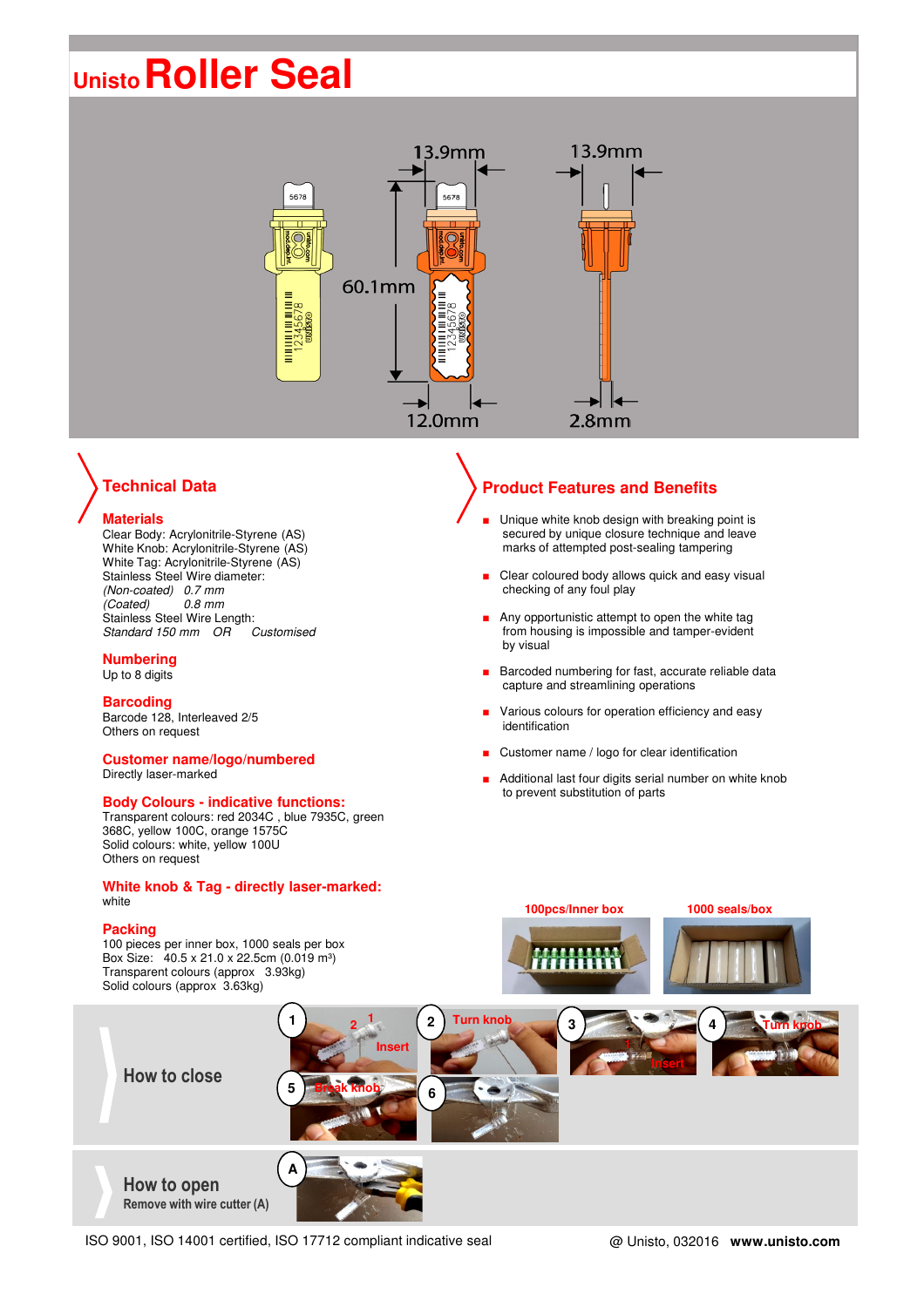# Unisto Roller Seal

13.9mm

13.9mm

60.1mm

12.0mm

2.8mm

## Technical Data

### Materials

Clear Body: Acrylonitrile-Styrene (AS)
White Knob: Acrylonitrile-Styrene (AS)
White Tag: Acrylonitrile-Styrene (AS)
Stainless Steel Wire diameter:
*(Non-coated)* *0.7 mm*
*(Coated)* *0.8 mm*
Stainless Steel Wire Length:
*Standard 150 mm* *OR* *Customised*

### Numbering

Up to 8 digits

### Barcoding

Barcode 128, Interleaved 2/5
Others on request

### Customer name/logo/numbered

Directly laser-marked

### Body Colours - indicative functions:

Transparent colours: red 2034C , blue 7935C, green 368C, yellow 100C, orange 1575C
Solid colours: white, yellow 100U
Others on request

### White knob & Tag - directly laser-marked:

white

### Packing

100 pieces per inner box, 1000 seals per box
Box Size: 40.5 x 21.0 x 22.5cm (0.019 m³)
Transparent colours (approx 3.93kg)
Solid colours (approx 3.63kg)

## Product Features and Benefits

- Unique white knob design with breaking point is secured by unique closure technique and leave marks of attempted post-sealing tampering
- Clear coloured body allows quick and easy visual checking of any foul play
- Any opportunistic attempt to open the white tag from housing is impossible and tamper-evident by visual
- Barcoded numbering for fast, accurate reliable data capture and streamlining operations
- Various colours for operation efficiency and easy identification
- Customer name / logo for clear identification
- Additional last four digits serial number on white knob to prevent substitution of parts

100pcs/Inner box

1000 seals/box

## How to close

1 Insert
2 Turn knob
3 Insert
4 Turn knob
5 Break knob
6

## How to open

Remove with wire cutter (A)

ISO 9001, ISO 14001 certified, ISO 17712 compliant indicative seal

@ Unisto, 032016 **www.unisto.com**